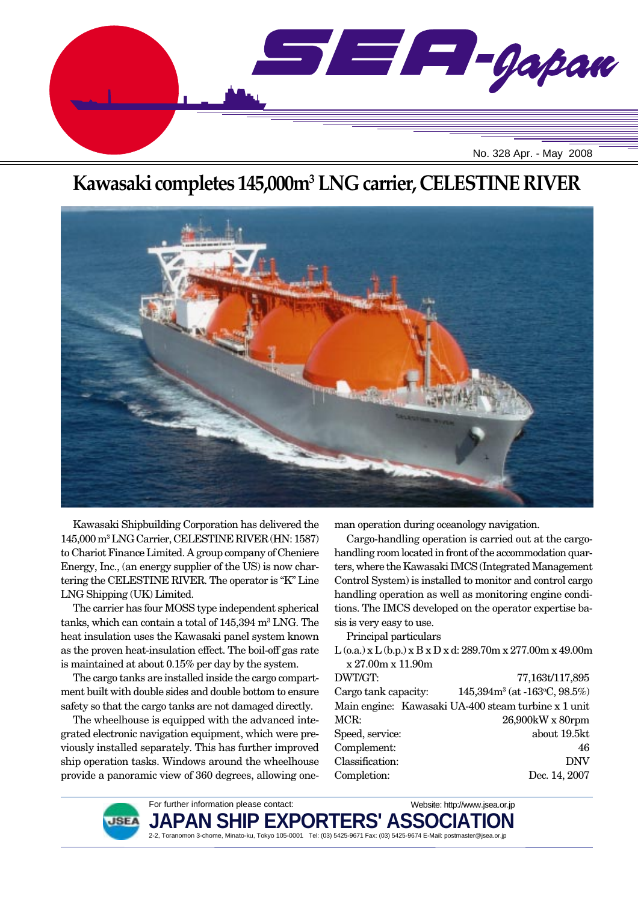SEA-Japan

No. 328 Apr. - May 2008

# Kawasaki completes 145,000m$^3$ LNG carrier, CELESTINE RIVER

Kawasaki Shipbuilding Corporation has delivered the 145,000 m$^3$ LNG Carrier, CELESTINE RIVER (HN: 1587) to Chariot Finance Limited. A group company of Cheniere Energy, Inc., (an energy supplier of the US) is now chartering the CELESTINE RIVER. The operator is "K" Line LNG Shipping (UK) Limited.

The carrier has four MOSS type independent spherical tanks, which can contain a total of 145,394 m$^3$ LNG. The heat insulation uses the Kawasaki panel system known as the proven heat-insulation effect. The boil-off gas rate is maintained at about 0.15% per day by the system.

The cargo tanks are installed inside the cargo compartment built with double sides and double bottom to ensure safety so that the cargo tanks are not damaged directly.

The wheelhouse is equipped with the advanced integrated electronic navigation equipment, which were previously installed separately. This has further improved ship operation tasks. Windows around the wheelhouse provide a panoramic view of 360 degrees, allowing one-man operation during oceanology navigation.

Cargo-handling operation is carried out at the cargo-handling room located in front of the accommodation quarters, where the Kawasaki IMCS (Integrated Management Control System) is installed to monitor and control cargo handling operation as well as monitoring engine conditions. The IMCS developed on the operator expertise basis is very easy to use.

Principal particulars

L (o.a.) x L (b.p.) x B x D x d: 289.70m x 277.00m x 49.00m x 27.00m x 11.90m

| | |
|---|---|
| DWT/GT: | 77,163t/117,895 |
| Cargo tank capacity: | 145,394m$^3$ (at -163°C, 98.5%) |
| Main engine: | Kawasaki UA-400 steam turbine x 1 unit |
| MCR: | 26,900kW x 80rpm |
| Speed, service: | about 19.5kt |
| Complement: | 46 |
| Classification: | DNV |
| Completion: | Dec. 14, 2007 |

For further information please contact:

Website: http://www.jsea.or.jp

**JAPAN SHIP EXPORTERS' ASSOCIATION**

2-2, Toranomon 3-chome, Minato-ku, Tokyo 105-0001 Tel: (03) 5425-9671 Fax: (03) 5425-9674 E-Mail: postmaster@jsea.or.jp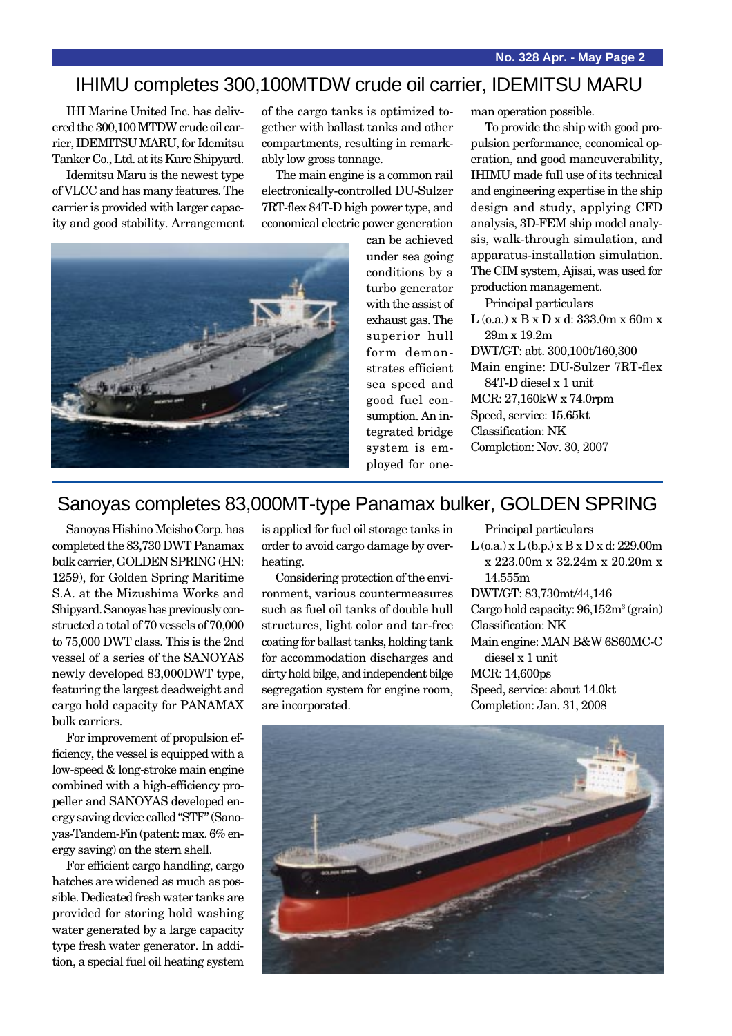## IHIMU completes 300,100MTDW crude oil carrier, IDEMITSU MARU

IHI Marine United Inc. has delivered the 300,100 MTDW crude oil carrier, IDEMITSU MARU, for Idemitsu Tanker Co., Ltd. at its Kure Shipyard.

Idemitsu Maru is the newest type of VLCC and has many features. The carrier is provided with larger capacity and good stability. Arrangement of the cargo tanks is optimized together with ballast tanks and other compartments, resulting in remarkably low gross tonnage.

The main engine is a common rail electronically-controlled DU-Sulzer 7RT-flex 84T-D high power type, and economical electric power generation can be achieved under sea going conditions by a turbo generator with the assist of exhaust gas. The superior hull form demonstrates efficient sea speed and good fuel consumption. An integrated bridge system is employed for one-man operation possible.

To provide the ship with good propulsion performance, economical operation, and good maneuverability, IHIMU made full use of its technical and engineering expertise in the ship design and study, applying CFD analysis, 3D-FEM ship model analysis, walk-through simulation, and apparatus-installation simulation. The CIM system, Ajisai, was used for production management.

Principal particulars

L (o.a.) x B x D x d: 333.0m x 60m x 29m x 19.2m
DWT/GT: abt. 300,100t/160,300
Main engine: DU-Sulzer 7RT-flex 84T-D diesel x 1 unit
MCR: 27,160kW x 74.0rpm
Speed, service: 15.65kt
Classification: NK
Completion: Nov. 30, 2007

## Sanoyas completes 83,000MT-type Panamax bulker, GOLDEN SPRING

Sanoyas Hishino Meisho Corp. has completed the 83,730 DWT Panamax bulk carrier, GOLDEN SPRING (HN: 1259), for Golden Spring Maritime S.A. at the Mizushima Works and Shipyard. Sanoyas has previously constructed a total of 70 vessels of 70,000 to 75,000 DWT class. This is the 2nd vessel of a series of the SANOYAS newly developed 83,000DWT type, featuring the largest deadweight and cargo hold capacity for PANAMAX bulk carriers.

For improvement of propulsion efficiency, the vessel is equipped with a low-speed & long-stroke main engine combined with a high-efficiency propeller and SANOYAS developed energy saving device called "STF" (Sanoyas-Tandem-Fin (patent: max. 6% energy saving) on the stern shell.

For efficient cargo handling, cargo hatches are widened as much as possible. Dedicated fresh water tanks are provided for storing hold washing water generated by a large capacity type fresh water generator. In addition, a special fuel oil heating system is applied for fuel oil storage tanks in order to avoid cargo damage by overheating.

Considering protection of the environment, various countermeasures such as fuel oil tanks of double hull structures, light color and tar-free coating for ballast tanks, holding tank for accommodation discharges and dirty hold bilge, and independent bilge segregation system for engine room, are incorporated.

Principal particulars

L (o.a.) x L (b.p.) x B x D x d: 229.00m x 223.00m x 32.24m x 20.20m x 14.555m
DWT/GT: 83,730mt/44,146
Cargo hold capacity: 96,152m$^3$ (grain)
Classification: NK
Main engine: MAN B&W 6S60MC-C diesel x 1 unit
MCR: 14,600ps
Speed, service: about 14.0kt
Completion: Jan. 31, 2008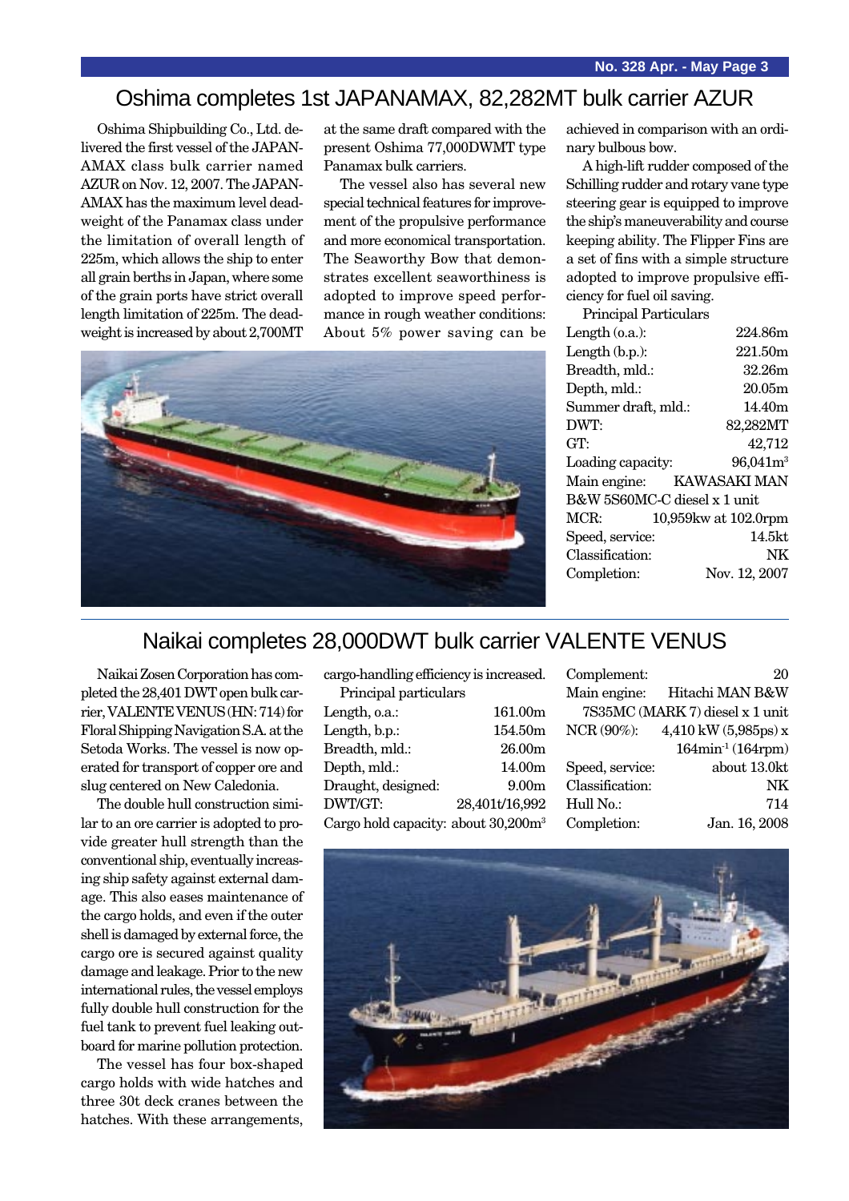# Oshima completes 1st JAPANAMAX, 82,282MT bulk carrier AZUR

Oshima Shipbuilding Co., Ltd. delivered the first vessel of the JAPANAMAX class bulk carrier named AZUR on Nov. 12, 2007. The JAPANAMAX has the maximum level deadweight of the Panamax class under the limitation of overall length of 225m, which allows the ship to enter all grain berths in Japan, where some of the grain ports have strict overall length limitation of 225m. The deadweight is increased by about 2,700MT at the same draft compared with the present Oshima 77,000DWMT type Panamax bulk carriers.

The vessel also has several new special technical features for improvement of the propulsive performance and more economical transportation. The Seaworthy Bow that demonstrates excellent seaworthiness is adopted to improve speed performance in rough weather conditions: About 5% power saving can be achieved in comparison with an ordinary bulbous bow.

A high-lift rudder composed of the Schilling rudder and rotary vane type steering gear is equipped to improve the ship's maneuverability and course keeping ability. The Flipper Fins are a set of fins with a simple structure adopted to improve propulsive efficiency for fuel oil saving.

Principal Particulars

| | |
|---|---|
| Length (o.a.): | 224.86m |
| Length (b.p.): | 221.50m |
| Breadth, mld.: | 32.26m |
| Depth, mld.: | 20.05m |
| Summer draft, mld.: | 14.40m |
| DWT: | 82,282MT |
| GT: | 42,712 |
| Loading capacity: | 96,041m$^3$ |
| Main engine: | KAWASAKI MAN B&W 5S60MC-C diesel x 1 unit |
| MCR: | 10,959kw at 102.0rpm |
| Speed, service: | 14.5kt |
| Classification: | NK |
| Completion: | Nov. 12, 2007 |

# Naikai completes 28,000DWT bulk carrier VALENTE VENUS

Naikai Zosen Corporation has completed the 28,401 DWT open bulk carrier, VALENTE VENUS (HN: 714) for Floral Shipping Navigation S.A. at the Setoda Works. The vessel is now operated for transport of copper ore and slug centered on New Caledonia.

The double hull construction similar to an ore carrier is adopted to provide greater hull strength than the conventional ship, eventually increasing ship safety against external damage. This also eases maintenance of the cargo holds, and even if the outer shell is damaged by external force, the cargo ore is secured against quality damage and leakage. Prior to the new international rules, the vessel employs fully double hull construction for the fuel tank to prevent fuel leaking outboard for marine pollution protection.

The vessel has four box-shaped cargo holds with wide hatches and three 30t deck cranes between the hatches. With these arrangements, cargo-handling efficiency is increased.

Principal particulars

| | |
|---|---|
| Length, o.a.: | 161.00m |
| Length, b.p.: | 154.50m |
| Breadth, mld.: | 26.00m |
| Depth, mld.: | 14.00m |
| Draught, designed: | 9.00m |
| DWT/GT: | 28,401t/16,992 |
| Cargo hold capacity: | about 30,200m$^3$ |
| Complement: | 20 |
| Main engine: | Hitachi MAN B&W 7S35MC (MARK 7) diesel x 1 unit |
| NCR (90%): | 4,410 kW (5,985ps) x 164min$^{-1}$ (164rpm) |
| Speed, service: | about 13.0kt |
| Classification: | NK |
| Hull No.: | 714 |
| Completion: | Jan. 16, 2008 |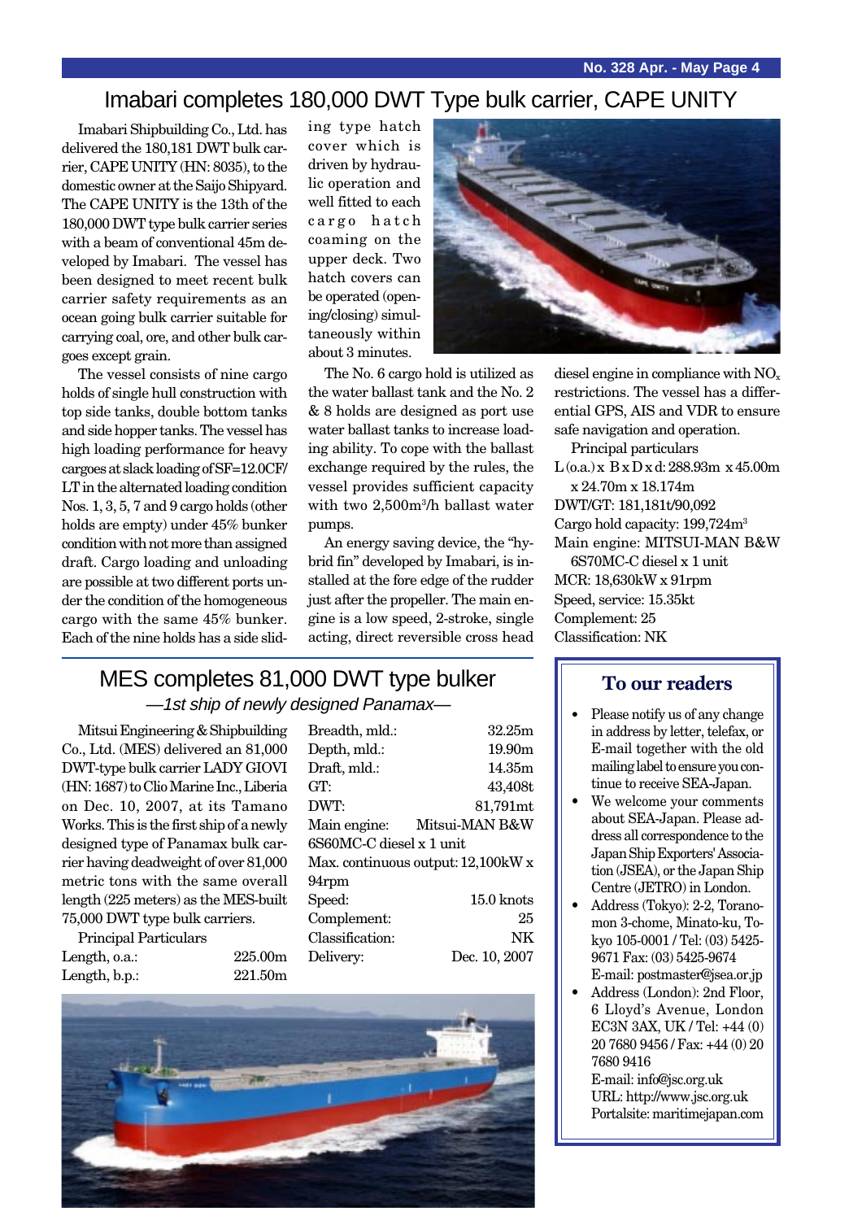## Imabari completes 180,000 DWT Type bulk carrier, CAPE UNITY

Imabari Shipbuilding Co., Ltd. has delivered the 180,181 DWT bulk carrier, CAPE UNITY (HN: 8035), to the domestic owner at the Saijo Shipyard. The CAPE UNITY is the 13th of the 180,000 DWT type bulk carrier series with a beam of conventional 45m developed by Imabari. The vessel has been designed to meet recent bulk carrier safety requirements as an ocean going bulk carrier suitable for carrying coal, ore, and other bulk cargoes except grain.

The vessel consists of nine cargo holds of single hull construction with top side tanks, double bottom tanks and side hopper tanks. The vessel has high loading performance for heavy cargoes at slack loading of SF=12.0CF/LT in the alternated loading condition Nos. 1, 3, 5, 7 and 9 cargo holds (other holds are empty) under 45% bunker condition with not more than assigned draft. Cargo loading and unloading are possible at two different ports under the condition of the homogeneous cargo with the same 45% bunker. Each of the nine holds has a side sliding type hatch cover which is driven by hydraulic operation and well fitted to each cargo hatch coaming on the upper deck. Two hatch covers can be operated (opening/closing) simultaneously within about 3 minutes.

The No. 6 cargo hold is utilized as the water ballast tank and the No. 2 & 8 holds are designed as port use water ballast tanks to increase loading ability. To cope with the ballast exchange required by the rules, the vessel provides sufficient capacity with two 2,500m$^3$/h ballast water pumps.

An energy saving device, the "hybrid fin" developed by Imabari, is installed at the fore edge of the rudder just after the propeller. The main engine is a low speed, 2-stroke, single acting, direct reversible cross head diesel engine in compliance with $NO_x$ restrictions. The vessel has a differential GPS, AIS and VDR to ensure safe navigation and operation.

Principal particulars

L (o.a.) x B x D x d: 288.93m x 45.00m x 24.70m x 18.174m
DWT/GT: 181,181t/90,092
Cargo hold capacity: 199,724m$^3$
Main engine: MITSUI-MAN B&W 6S70MC-C diesel x 1 unit
MCR: 18,630kW x 91rpm
Speed, service: 15.35kt
Complement: 25
Classification: NK

## MES completes 81,000 DWT type bulker

*—1st ship of newly designed Panamax—*

Mitsui Engineering & Shipbuilding Co., Ltd. (MES) delivered an 81,000 DWT-type bulk carrier LADY GIOVI (HN: 1687) to Clio Marine Inc., Liberia on Dec. 10, 2007, at its Tamano Works. This is the first ship of a newly designed type of Panamax bulk carrier having deadweight of over 81,000 metric tons with the same overall length (225 meters) as the MES-built 75,000 DWT type bulk carriers.

Principal Particulars

| | |
|---|---|
| Length, o.a.: | 225.00m |
| Length, b.p.: | 221.50m |
| Breadth, mld.: | 32.25m |
| Depth, mld.: | 19.90m |
| Draft, mld.: | 14.35m |
| GT: | 43,408t |
| DWT: | 81,791mt |
| Main engine: | Mitsui-MAN B&W 6S60MC-C diesel x 1 unit |
| Max. continuous output: | 12,100kW x 94rpm |
| Speed: | 15.0 knots |
| Complement: | 25 |
| Classification: | NK |
| Delivery: | Dec. 10, 2007 |

### To our readers

- Please notify us of any change in address by letter, telefax, or E-mail together with the old mailing label to ensure you continue to receive SEA-Japan.
- We welcome your comments about SEA-Japan. Please address all correspondence to the Japan Ship Exporters' Association (JSEA), or the Japan Ship Centre (JETRO) in London.
- Address (Tokyo): 2-2, Toranomon 3-chome, Minato-ku, Tokyo 105-0001 / Tel: (03) 5425-9671 Fax: (03) 5425-9674
  E-mail: postmaster@jsea.or.jp
- Address (London): 2nd Floor, 6 Lloyd's Avenue, London EC3N 3AX, UK / Tel: +44 (0) 20 7680 9456 / Fax: +44 (0) 20 7680 9416
  E-mail: info@jsc.org.uk
  URL: http://www.jsc.org.uk
  Portalsite: maritimejapan.com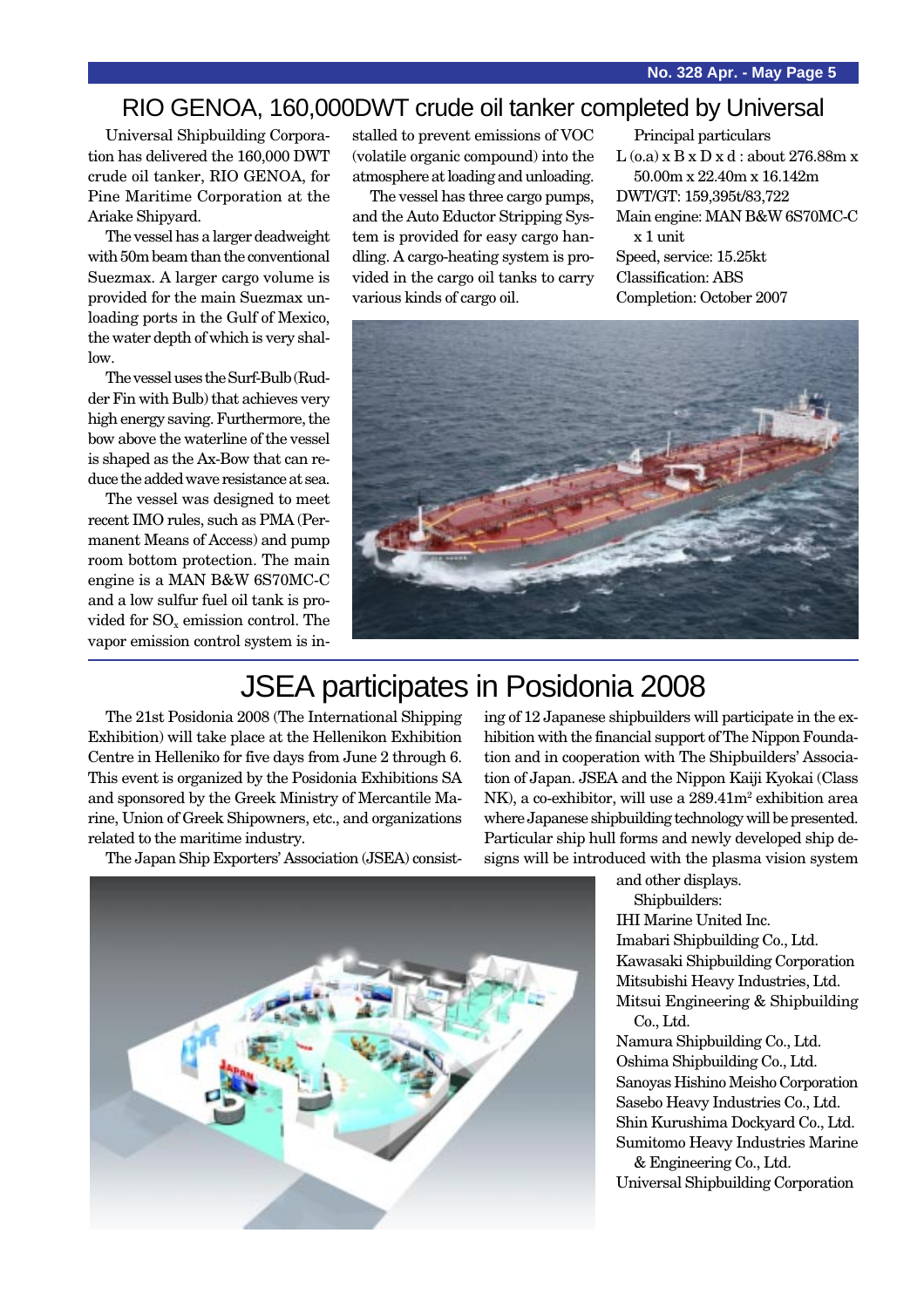## RIO GENOA, 160,000DWT crude oil tanker completed by Universal

Universal Shipbuilding Corporation has delivered the 160,000 DWT crude oil tanker, RIO GENOA, for Pine Maritime Corporation at the Ariake Shipyard.

The vessel has a larger deadweight with 50m beam than the conventional Suezmax. A larger cargo volume is provided for the main Suezmax unloading ports in the Gulf of Mexico, the water depth of which is very shallow.

The vessel uses the Surf-Bulb (Rudder Fin with Bulb) that achieves very high energy saving. Furthermore, the bow above the waterline of the vessel is shaped as the Ax-Bow that can reduce the added wave resistance at sea.

The vessel was designed to meet recent IMO rules, such as PMA (Permanent Means of Access) and pump room bottom protection. The main engine is a MAN B&W 6S70MC-C and a low sulfur fuel oil tank is provided for $SO_x$ emission control. The vapor emission control system is installed to prevent emissions of VOC (volatile organic compound) into the atmosphere at loading and unloading.

The vessel has three cargo pumps, and the Auto Eductor Stripping System is provided for easy cargo handling. A cargo-heating system is provided in the cargo oil tanks to carry various kinds of cargo oil.

Principal particulars
L (o.a) x B x D x d : about 276.88m x 50.00m x 22.40m x 16.142m
DWT/GT: 159,395t/83,722
Main engine: MAN B&W 6S70MC-C x 1 unit
Speed, service: 15.25kt
Classification: ABS
Completion: October 2007

## JSEA participates in Posidonia 2008

The 21st Posidonia 2008 (The International Shipping Exhibition) will take place at the Hellenikon Exhibition Centre in Helleniko for five days from June 2 through 6. This event is organized by the Posidonia Exhibitions SA and sponsored by the Greek Ministry of Mercantile Marine, Union of Greek Shipowners, etc., and organizations related to the maritime industry.

The Japan Ship Exporters' Association (JSEA) consisting of 12 Japanese shipbuilders will participate in the exhibition with the financial support of The Nippon Foundation and in cooperation with The Shipbuilders' Association of Japan. JSEA and the Nippon Kaiji Kyokai (Class NK), a co-exhibitor, will use a 289.41m² exhibition area where Japanese shipbuilding technology will be presented. Particular ship hull forms and newly developed ship designs will be introduced with the plasma vision system and other displays.

Shipbuilders:
IHI Marine United Inc.
Imabari Shipbuilding Co., Ltd.
Kawasaki Shipbuilding Corporation
Mitsubishi Heavy Industries, Ltd.
Mitsui Engineering & Shipbuilding Co., Ltd.
Namura Shipbuilding Co., Ltd.
Oshima Shipbuilding Co., Ltd.
Sanoyas Hishino Meisho Corporation
Sasebo Heavy Industries Co., Ltd.
Shin Kurushima Dockyard Co., Ltd.
Sumitomo Heavy Industries Marine & Engineering Co., Ltd.
Universal Shipbuilding Corporation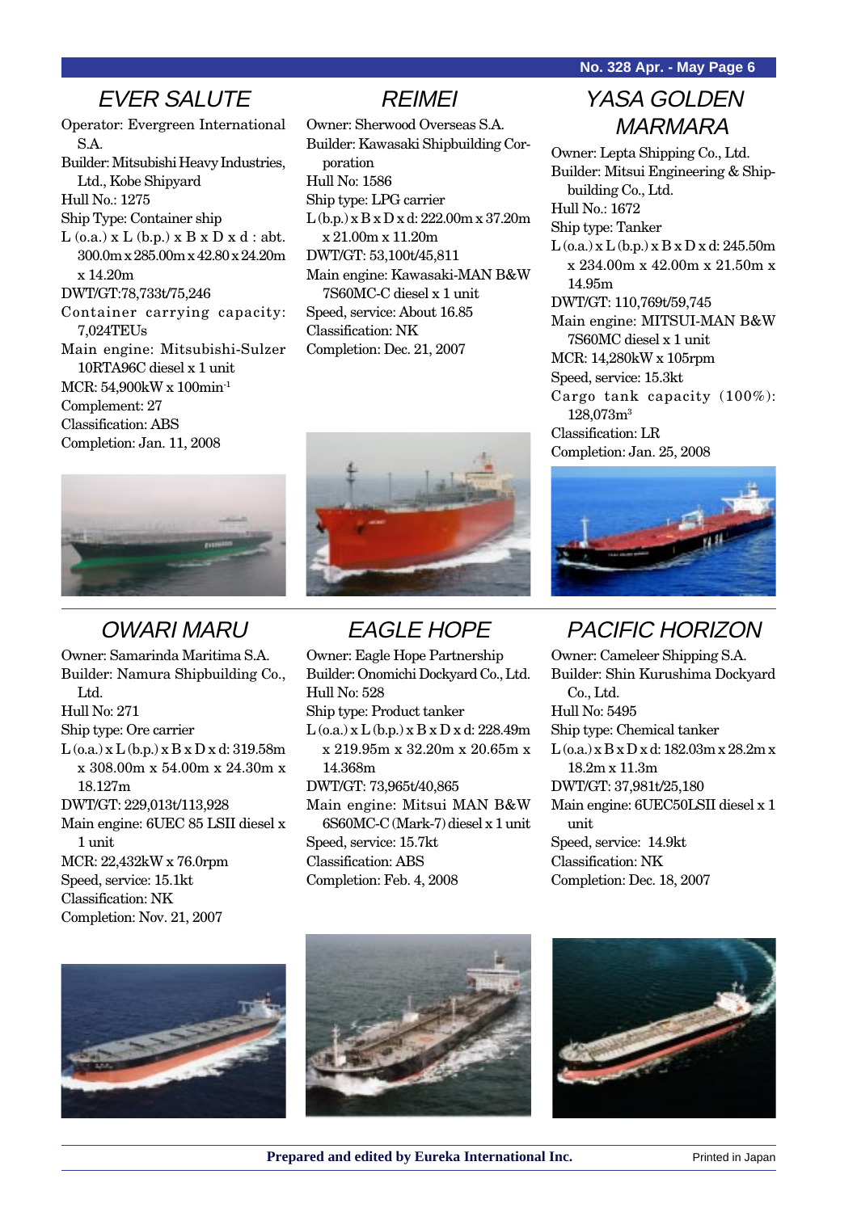## EVER SALUTE

Operator: Evergreen International S.A.
Builder: Mitsubishi Heavy Industries, Ltd., Kobe Shipyard
Hull No.: 1275
Ship Type: Container ship
L (o.a.) x L (b.p.) x B x D x d : abt. 300.0m x 285.00m x 42.80 x 24.20m x 14.20m
DWT/GT:78,733t/75,246
Container carrying capacity: 7,024TEUs
Main engine: Mitsubishi-Sulzer 10RTA96C diesel x 1 unit
MCR: 54,900kW x 100min$^{-1}$
Complement: 27
Classification: ABS
Completion: Jan. 11, 2008

## REIMEI

Owner: Sherwood Overseas S.A.
Builder: Kawasaki Shipbuilding Corporation
Hull No: 1586
Ship type: LPG carrier
L (b.p.) x B x D x d: 222.00m x 37.20m x 21.00m x 11.20m
DWT/GT: 53,100t/45,811
Main engine: Kawasaki-MAN B&W 7S60MC-C diesel x 1 unit
Speed, service: About 16.85
Classification: NK
Completion: Dec. 21, 2007

## YASA GOLDEN MARMARA

Owner: Lepta Shipping Co., Ltd.
Builder: Mitsui Engineering & Shipbuilding Co., Ltd.
Hull No.: 1672
Ship type: Tanker
L (o.a.) x L (b.p.) x B x D x d: 245.50m x 234.00m x 42.00m x 21.50m x 14.95m
DWT/GT: 110,769t/59,745
Main engine: MITSUI-MAN B&W 7S60MC diesel x 1 unit
MCR: 14,280kW x 105rpm
Speed, service: 15.3kt
Cargo tank capacity (100%): 128,073m$^3$
Classification: LR
Completion: Jan. 25, 2008

## OWARI MARU

Owner: Samarinda Maritima S.A.
Builder: Namura Shipbuilding Co., Ltd.
Hull No: 271
Ship type: Ore carrier
L (o.a.) x L (b.p.) x B x D x d: 319.58m x 308.00m x 54.00m x 24.30m x 18.127m
DWT/GT: 229,013t/113,928
Main engine: 6UEC 85 LSII diesel x 1 unit
MCR: 22,432kW x 76.0rpm
Speed, service: 15.1kt
Classification: NK
Completion: Nov. 21, 2007

## EAGLE HOPE

Owner: Eagle Hope Partnership
Builder: Onomichi Dockyard Co., Ltd.
Hull No: 528
Ship type: Product tanker
L (o.a.) x L (b.p.) x B x D x d: 228.49m x 219.95m x 32.20m x 20.65m x 14.368m
DWT/GT: 73,965t/40,865
Main engine: Mitsui MAN B&W 6S60MC-C (Mark-7) diesel x 1 unit
Speed, service: 15.7kt
Classification: ABS
Completion: Feb. 4, 2008

## PACIFIC HORIZON

Owner: Cameleer Shipping S.A.
Builder: Shin Kurushima Dockyard Co., Ltd.
Hull No: 5495
Ship type: Chemical tanker
L (o.a.) x B x D x d: 182.03m x 28.2m x 18.2m x 11.3m
DWT/GT: 37,981t/25,180
Main engine: 6UEC50LSII diesel x 1 unit
Speed, service: 14.9kt
Classification: NK
Completion: Dec. 18, 2007

**Prepared and edited by Eureka International Inc.**

Printed in Japan